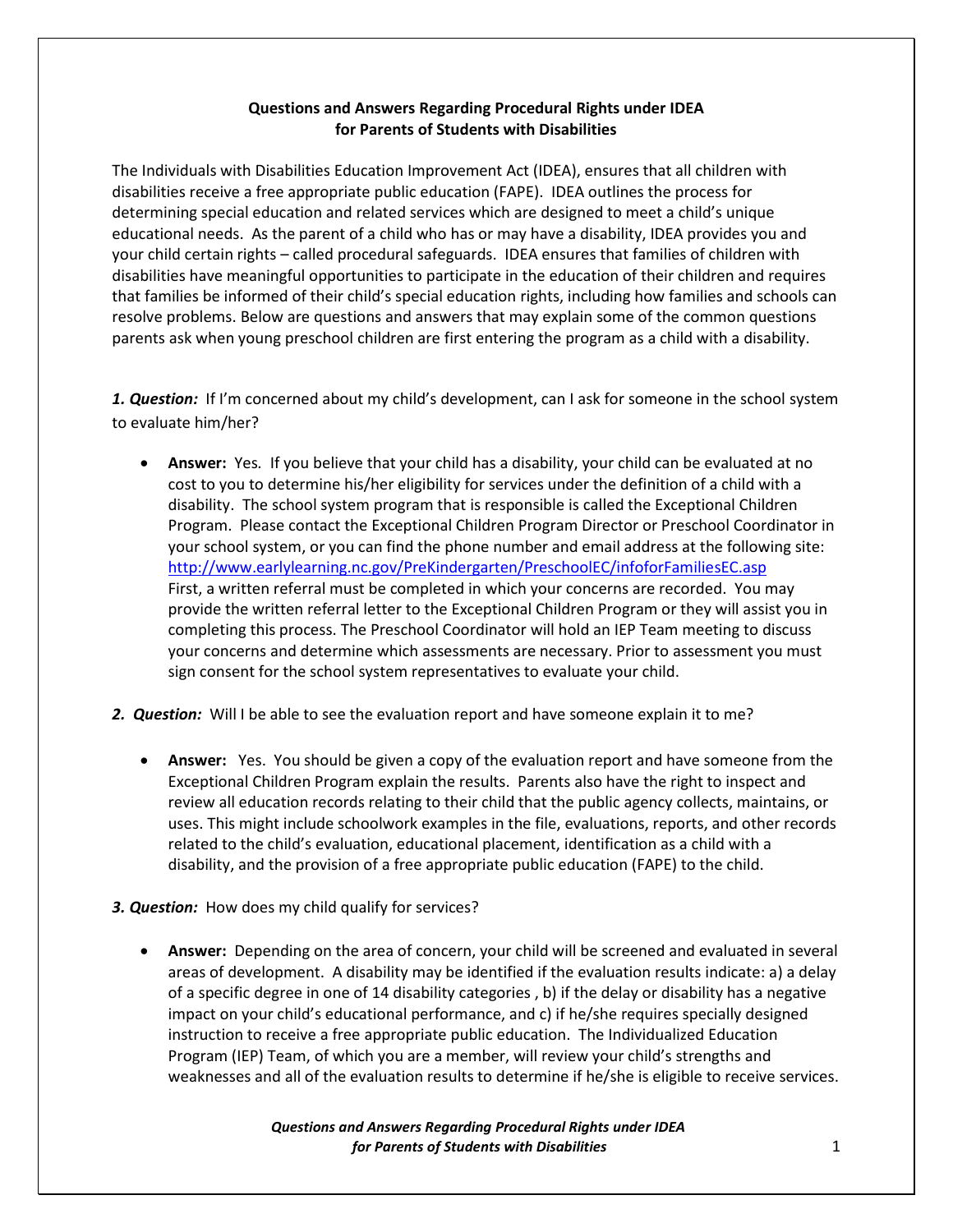# Questions and Answers Regarding Procedural Rights under IDEA for Parents of Students with Disabilities

The Individuals with Disabilities Education Improvement Act (IDEA), ensures that all children with disabilities receive a free appropriate public education (FAPE). IDEA outlines the process for determining special education and related services which are designed to meet a child's unique educational needs. As the parent of a child who has or may have a disability, IDEA provides you and your child certain rights – called procedural safeguards. IDEA ensures that families of children with disabilities have meaningful opportunities to participate in the education of their children and requires that families be informed of their child's special education rights, including how families and schools can resolve problems. Below are questions and answers that may explain some of the common questions parents ask when young preschool children are first entering the program as a child with a disability.

***1. Question:*** If I'm concerned about my child's development, can I ask for someone in the school system to evaluate him/her?

- **Answer:** Yes. If you believe that your child has a disability, your child can be evaluated at no cost to you to determine his/her eligibility for services under the definition of a child with a disability. The school system program that is responsible is called the Exceptional Children Program. Please contact the Exceptional Children Program Director or Preschool Coordinator in your school system, or you can find the phone number and email address at the following site: [http://www.earlylearning.nc.gov/PreKindergarten/PreschoolEC/infoforFamiliesEC.asp](http://www.earlylearning.nc.gov/PreKindergarten/PreschoolEC/infoforFamiliesEC.asp)
  First, a written referral must be completed in which your concerns are recorded. You may provide the written referral letter to the Exceptional Children Program or they will assist you in completing this process. The Preschool Coordinator will hold an IEP Team meeting to discuss your concerns and determine which assessments are necessary. Prior to assessment you must sign consent for the school system representatives to evaluate your child.

***2. Question:*** Will I be able to see the evaluation report and have someone explain it to me?

- **Answer:** Yes. You should be given a copy of the evaluation report and have someone from the Exceptional Children Program explain the results. Parents also have the right to inspect and review all education records relating to their child that the public agency collects, maintains, or uses. This might include schoolwork examples in the file, evaluations, reports, and other records related to the child's evaluation, educational placement, identification as a child with a disability, and the provision of a free appropriate public education (FAPE) to the child.

***3. Question:*** How does my child qualify for services?

- **Answer:** Depending on the area of concern, your child will be screened and evaluated in several areas of development. A disability may be identified if the evaluation results indicate: a) a delay of a specific degree in one of 14 disability categories , b) if the delay or disability has a negative impact on your child's educational performance, and c) if he/she requires specially designed instruction to receive a free appropriate public education. The Individualized Education Program (IEP) Team, of which you are a member, will review your child's strengths and weaknesses and all of the evaluation results to determine if he/she is eligible to receive services.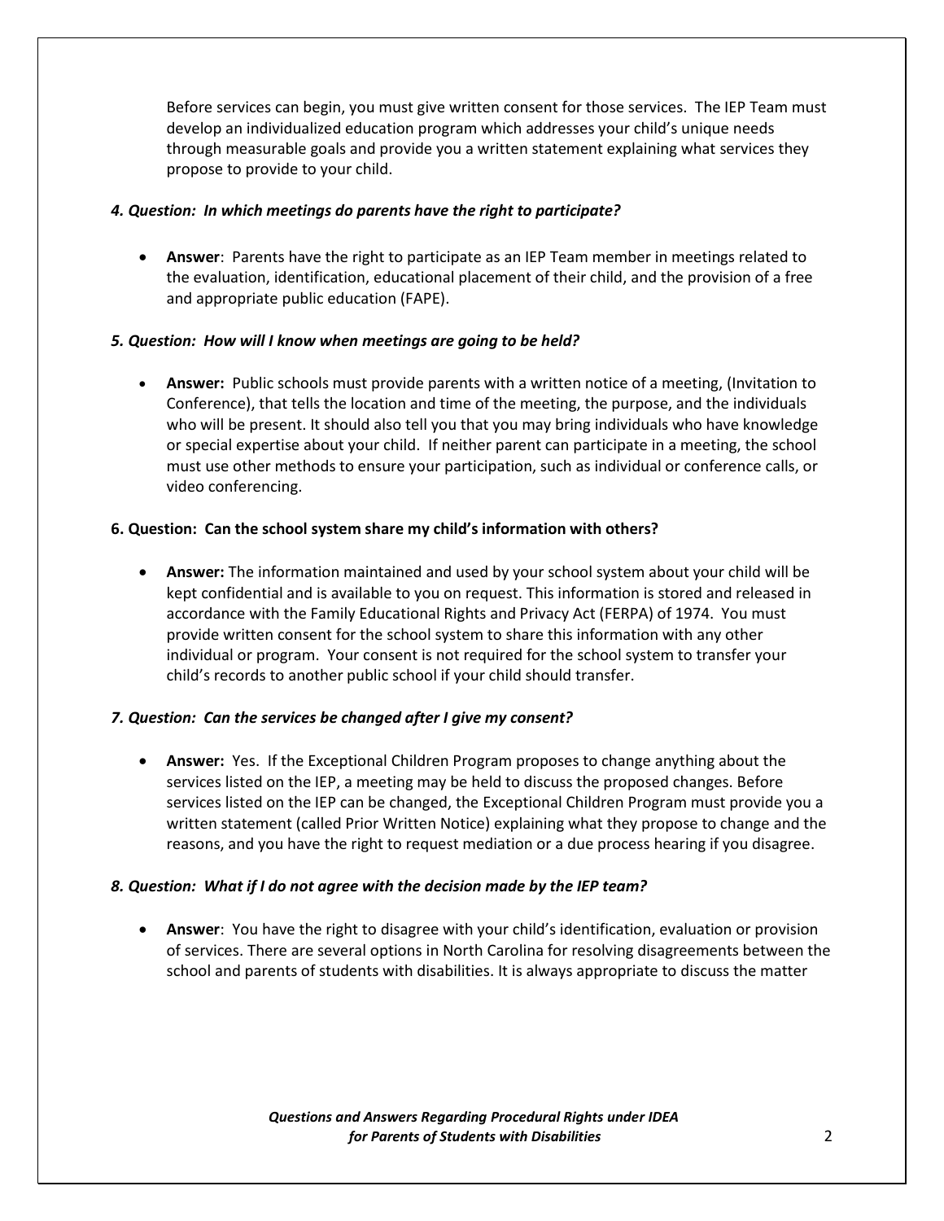Before services can begin, you must give written consent for those services. The IEP Team must develop an individualized education program which addresses your child's unique needs through measurable goals and provide you a written statement explaining what services they propose to provide to your child.

***4. Question: In which meetings do parents have the right to participate?***

- **Answer**: Parents have the right to participate as an IEP Team member in meetings related to the evaluation, identification, educational placement of their child, and the provision of a free and appropriate public education (FAPE).

***5. Question: How will I know when meetings are going to be held?***

- **Answer:** Public schools must provide parents with a written notice of a meeting, (Invitation to Conference), that tells the location and time of the meeting, the purpose, and the individuals who will be present. It should also tell you that you may bring individuals who have knowledge or special expertise about your child. If neither parent can participate in a meeting, the school must use other methods to ensure your participation, such as individual or conference calls, or video conferencing.

**6. Question: Can the school system share my child's information with others?**

- **Answer:** The information maintained and used by your school system about your child will be kept confidential and is available to you on request. This information is stored and released in accordance with the Family Educational Rights and Privacy Act (FERPA) of 1974. You must provide written consent for the school system to share this information with any other individual or program. Your consent is not required for the school system to transfer your child's records to another public school if your child should transfer.

***7. Question: Can the services be changed after I give my consent?***

- **Answer:** Yes. If the Exceptional Children Program proposes to change anything about the services listed on the IEP, a meeting may be held to discuss the proposed changes. Before services listed on the IEP can be changed, the Exceptional Children Program must provide you a written statement (called Prior Written Notice) explaining what they propose to change and the reasons, and you have the right to request mediation or a due process hearing if you disagree.

***8. Question: What if I do not agree with the decision made by the IEP team?***

- **Answer**: You have the right to disagree with your child's identification, evaluation or provision of services. There are several options in North Carolina for resolving disagreements between the school and parents of students with disabilities. It is always appropriate to discuss the matter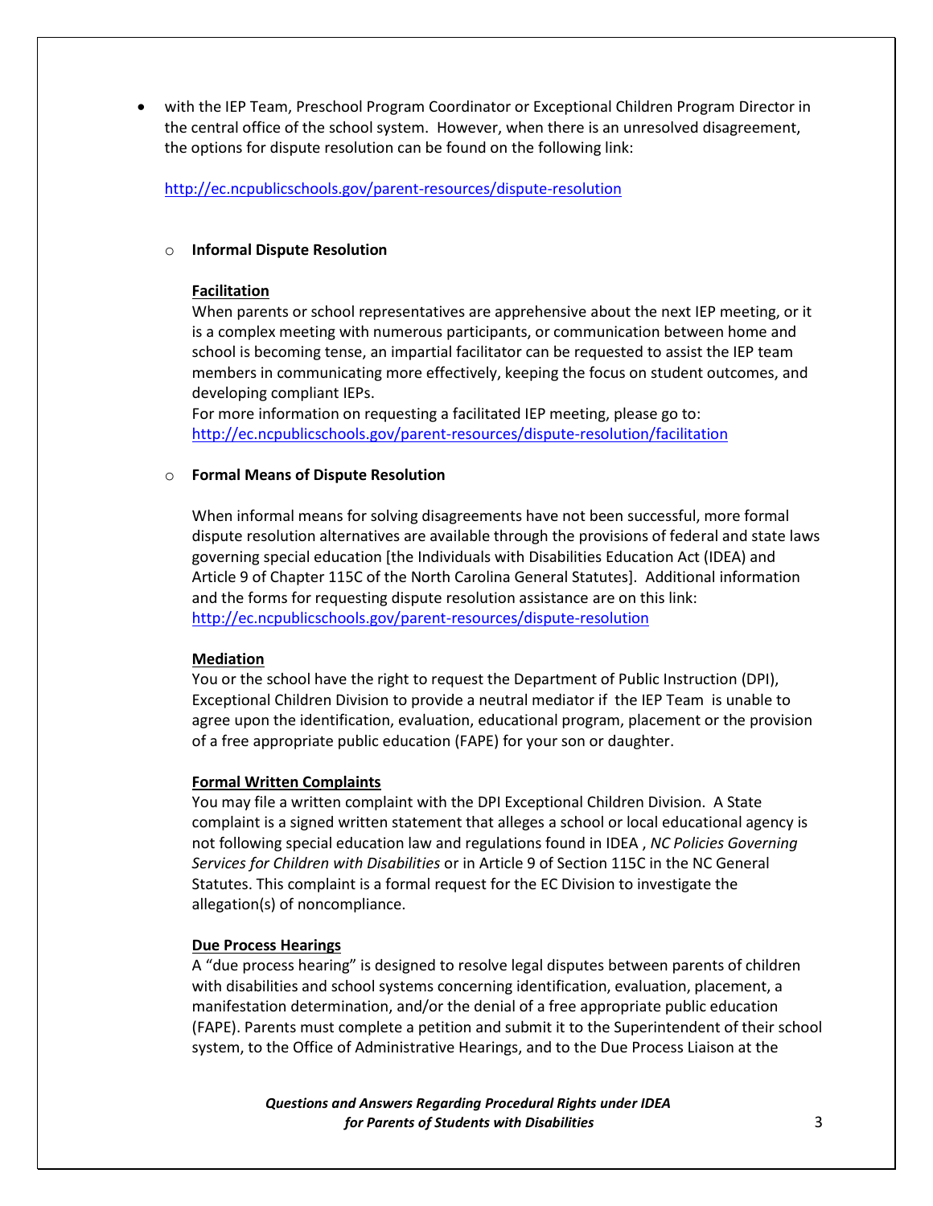- with the IEP Team, Preschool Program Coordinator or Exceptional Children Program Director in the central office of the school system. However, when there is an unresolved disagreement, the options for dispute resolution can be found on the following link:

  http://ec.ncpublicschools.gov/parent-resources/dispute-resolution

  - **Informal Dispute Resolution**

    **Facilitation**
    When parents or school representatives are apprehensive about the next IEP meeting, or it is a complex meeting with numerous participants, or communication between home and school is becoming tense, an impartial facilitator can be requested to assist the IEP team members in communicating more effectively, keeping the focus on student outcomes, and developing compliant IEPs.
    For more information on requesting a facilitated IEP meeting, please go to:
    http://ec.ncpublicschools.gov/parent-resources/dispute-resolution/facilitation

  - **Formal Means of Dispute Resolution**

    When informal means for solving disagreements have not been successful, more formal dispute resolution alternatives are available through the provisions of federal and state laws governing special education [the Individuals with Disabilities Education Act (IDEA) and Article 9 of Chapter 115C of the North Carolina General Statutes]. Additional information and the forms for requesting dispute resolution assistance are on this link:
    http://ec.ncpublicschools.gov/parent-resources/dispute-resolution

    **Mediation**
    You or the school have the right to request the Department of Public Instruction (DPI), Exceptional Children Division to provide a neutral mediator if the IEP Team is unable to agree upon the identification, evaluation, educational program, placement or the provision of a free appropriate public education (FAPE) for your son or daughter.

    **Formal Written Complaints**
    You may file a written complaint with the DPI Exceptional Children Division. A State complaint is a signed written statement that alleges a school or local educational agency is not following special education law and regulations found in IDEA , *NC Policies Governing Services for Children with Disabilities* or in Article 9 of Section 115C in the NC General Statutes. This complaint is a formal request for the EC Division to investigate the allegation(s) of noncompliance.

    **Due Process Hearings**
    A "due process hearing" is designed to resolve legal disputes between parents of children with disabilities and school systems concerning identification, evaluation, placement, a manifestation determination, and/or the denial of a free appropriate public education (FAPE). Parents must complete a petition and submit it to the Superintendent of their school system, to the Office of Administrative Hearings, and to the Due Process Liaison at the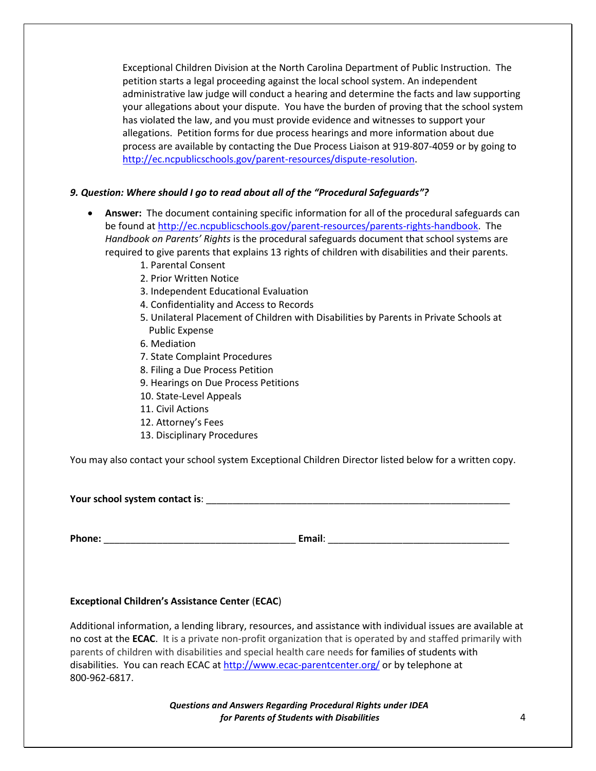Exceptional Children Division at the North Carolina Department of Public Instruction. The petition starts a legal proceeding against the local school system. An independent administrative law judge will conduct a hearing and determine the facts and law supporting your allegations about your dispute. You have the burden of proving that the school system has violated the law, and you must provide evidence and witnesses to support your allegations. Petition forms for due process hearings and more information about due process are available by contacting the Due Process Liaison at 919-807-4059 or by going to http://ec.ncpublicschools.gov/parent-resources/dispute-resolution.

***9. Question: Where should I go to read about all of the "Procedural Safeguards"?***

- **Answer:** The document containing specific information for all of the procedural safeguards can be found at http://ec.ncpublicschools.gov/parent-resources/parents-rights-handbook. The *Handbook on Parents' Rights* is the procedural safeguards document that school systems are required to give parents that explains 13 rights of children with disabilities and their parents.
  1. Parental Consent
  2. Prior Written Notice
  3. Independent Educational Evaluation
  4. Confidentiality and Access to Records
  5. Unilateral Placement of Children with Disabilities by Parents in Private Schools at Public Expense
  6. Mediation
  7. State Complaint Procedures
  8. Filing a Due Process Petition
  9. Hearings on Due Process Petitions
  10. State-Level Appeals
  11. Civil Actions
  12. Attorney's Fees
  13. Disciplinary Procedures

You may also contact your school system Exceptional Children Director listed below for a written copy.

**Your school system contact is**: ____________________________________________________________

**Phone:** ______________________________________ **Email**: ___________________________________

**Exceptional Children's Assistance Center** (**ECAC**)

Additional information, a lending library, resources, and assistance with individual issues are available at no cost at the **ECAC**. It is a private non-profit organization that is operated by and staffed primarily with parents of children with disabilities and special health care needs for families of students with disabilities. You can reach ECAC at http://www.ecac-parentcenter.org/ or by telephone at 800-962-6817.